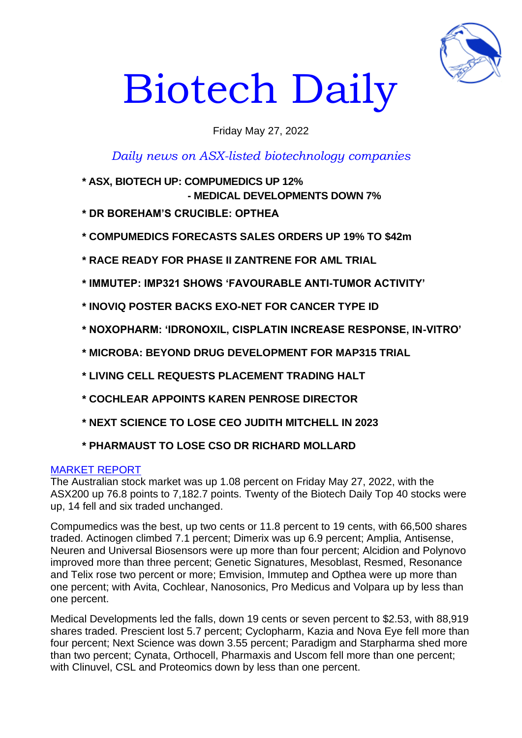# Biotech Daily

Friday May 27, 2022

*Daily news on ASX-listed biotechnology companies*

**\* ASX, BIOTECH UP: COMPUMEDICS UP 12%**
**- MEDICAL DEVELOPMENTS DOWN 7%**

**\* DR BOREHAM'S CRUCIBLE: OPTHEA**

**\* COMPUMEDICS FORECASTS SALES ORDERS UP 19% TO $42m**

**\* RACE READY FOR PHASE II ZANTRENE FOR AML TRIAL**

**\* IMMUTEP: IMP321 SHOWS 'FAVOURABLE ANTI-TUMOR ACTIVITY'**

**\* INOVIQ POSTER BACKS EXO-NET FOR CANCER TYPE ID**

**\* NOXOPHARM: 'IDRONOXIL, CISPLATIN INCREASE RESPONSE, IN-VITRO'**

**\* MICROBA: BEYOND DRUG DEVELOPMENT FOR MAP315 TRIAL**

**\* LIVING CELL REQUESTS PLACEMENT TRADING HALT**

**\* COCHLEAR APPOINTS KAREN PENROSE DIRECTOR**

**\* NEXT SCIENCE TO LOSE CEO JUDITH MITCHELL IN 2023**

**\* PHARMAUST TO LOSE CSO DR RICHARD MOLLARD**

## MARKET REPORT

The Australian stock market was up 1.08 percent on Friday May 27, 2022, with the ASX200 up 76.8 points to 7,182.7 points. Twenty of the Biotech Daily Top 40 stocks were up, 14 fell and six traded unchanged.

Compumedics was the best, up two cents or 11.8 percent to 19 cents, with 66,500 shares traded. Actinogen climbed 7.1 percent; Dimerix was up 6.9 percent; Amplia, Antisense, Neuren and Universal Biosensors were up more than four percent; Alcidion and Polynovo improved more than three percent; Genetic Signatures, Mesoblast, Resmed, Resonance and Telix rose two percent or more; Emvision, Immutep and Opthea were up more than one percent; with Avita, Cochlear, Nanosonics, Pro Medicus and Volpara up by less than one percent.

Medical Developments led the falls, down 19 cents or seven percent to $2.53, with 88,919 shares traded. Prescient lost 5.7 percent; Cyclopharm, Kazia and Nova Eye fell more than four percent; Next Science was down 3.55 percent; Paradigm and Starpharma shed more than two percent; Cynata, Orthocell, Pharmaxis and Uscom fell more than one percent; with Clinuvel, CSL and Proteomics down by less than one percent.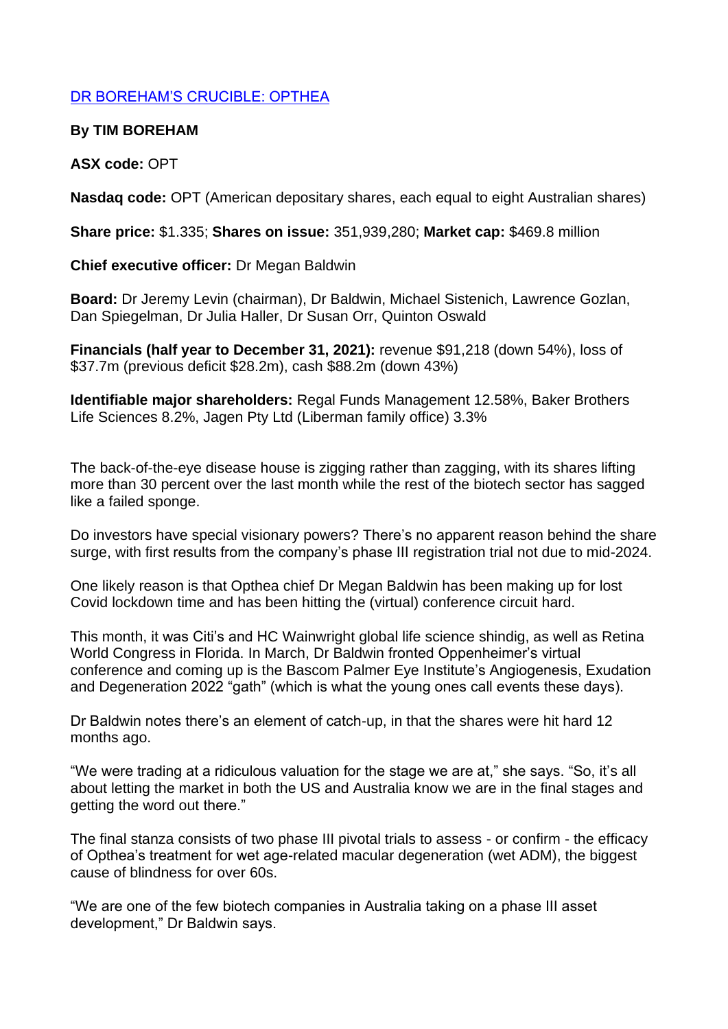[DR BOREHAM'S CRUCIBLE: OPTHEA]

**By TIM BOREHAM**

**ASX code:** OPT

**Nasdaq code:** OPT (American depositary shares, each equal to eight Australian shares)

**Share price:** $1.335; **Shares on issue:** 351,939,280; **Market cap:** $469.8 million

**Chief executive officer:** Dr Megan Baldwin

**Board:** Dr Jeremy Levin (chairman), Dr Baldwin, Michael Sistenich, Lawrence Gozlan, Dan Spiegelman, Dr Julia Haller, Dr Susan Orr, Quinton Oswald

**Financials (half year to December 31, 2021):** revenue $91,218 (down 54%), loss of $37.7m (previous deficit $28.2m), cash $88.2m (down 43%)

**Identifiable major shareholders:** Regal Funds Management 12.58%, Baker Brothers Life Sciences 8.2%, Jagen Pty Ltd (Liberman family office) 3.3%

The back-of-the-eye disease house is zigging rather than zagging, with its shares lifting more than 30 percent over the last month while the rest of the biotech sector has sagged like a failed sponge.

Do investors have special visionary powers? There's no apparent reason behind the share surge, with first results from the company's phase III registration trial not due to mid-2024.

One likely reason is that Opthea chief Dr Megan Baldwin has been making up for lost Covid lockdown time and has been hitting the (virtual) conference circuit hard.

This month, it was Citi's and HC Wainwright global life science shindig, as well as Retina World Congress in Florida. In March, Dr Baldwin fronted Oppenheimer's virtual conference and coming up is the Bascom Palmer Eye Institute's Angiogenesis, Exudation and Degeneration 2022 "gath" (which is what the young ones call events these days).

Dr Baldwin notes there's an element of catch-up, in that the shares were hit hard 12 months ago.

"We were trading at a ridiculous valuation for the stage we are at," she says. "So, it's all about letting the market in both the US and Australia know we are in the final stages and getting the word out there."

The final stanza consists of two phase III pivotal trials to assess - or confirm - the efficacy of Opthea's treatment for wet age-related macular degeneration (wet ADM), the biggest cause of blindness for over 60s.

"We are one of the few biotech companies in Australia taking on a phase III asset development," Dr Baldwin says.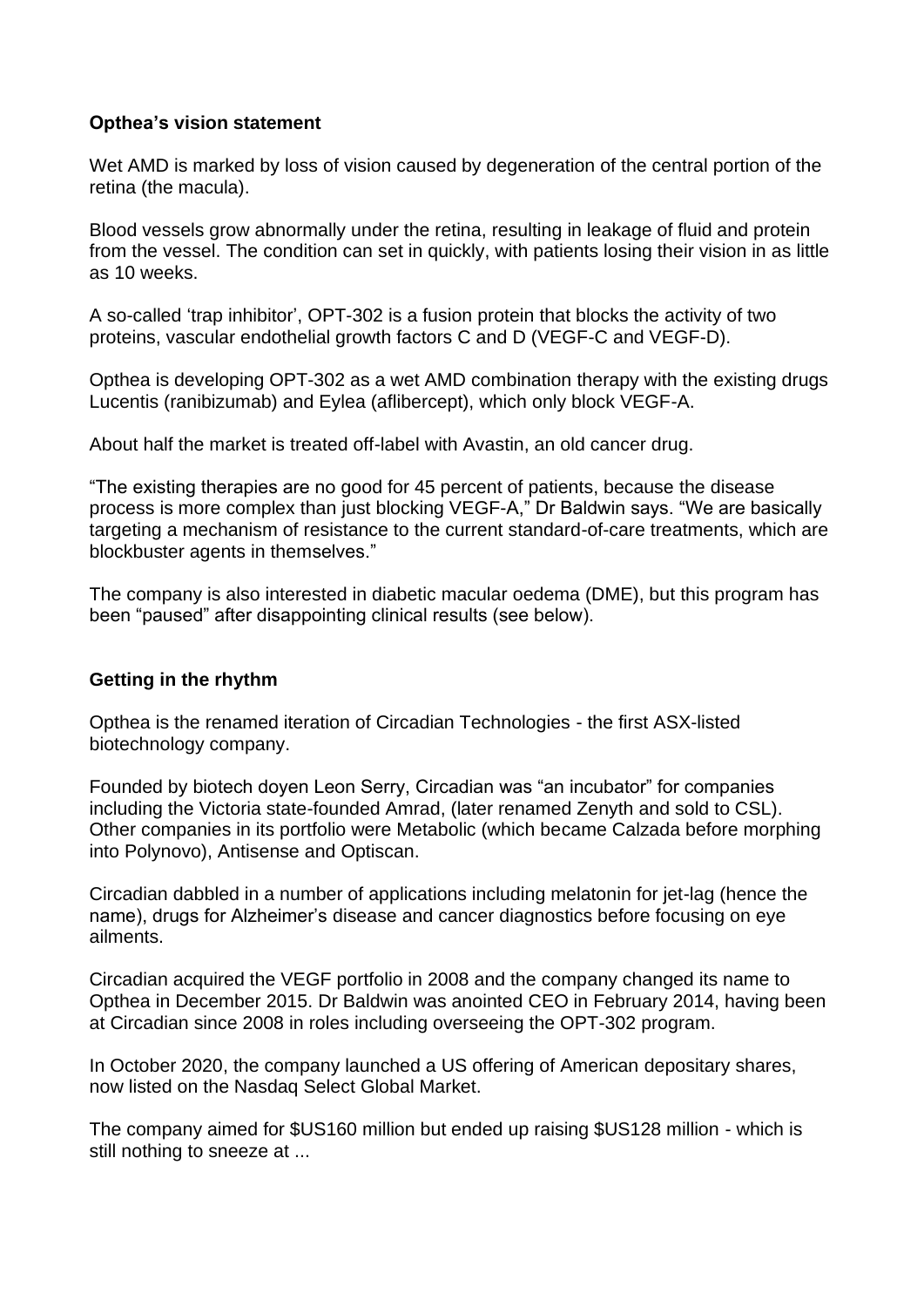**Opthea's vision statement**

Wet AMD is marked by loss of vision caused by degeneration of the central portion of the retina (the macula).

Blood vessels grow abnormally under the retina, resulting in leakage of fluid and protein from the vessel. The condition can set in quickly, with patients losing their vision in as little as 10 weeks.

A so-called 'trap inhibitor', OPT-302 is a fusion protein that blocks the activity of two proteins, vascular endothelial growth factors C and D (VEGF-C and VEGF-D).

Opthea is developing OPT-302 as a wet AMD combination therapy with the existing drugs Lucentis (ranibizumab) and Eylea (aflibercept), which only block VEGF-A.

About half the market is treated off-label with Avastin, an old cancer drug.

"The existing therapies are no good for 45 percent of patients, because the disease process is more complex than just blocking VEGF-A," Dr Baldwin says. "We are basically targeting a mechanism of resistance to the current standard-of-care treatments, which are blockbuster agents in themselves."

The company is also interested in diabetic macular oedema (DME), but this program has been "paused" after disappointing clinical results (see below).

**Getting in the rhythm**

Opthea is the renamed iteration of Circadian Technologies - the first ASX-listed biotechnology company.

Founded by biotech doyen Leon Serry, Circadian was "an incubator" for companies including the Victoria state-founded Amrad, (later renamed Zenyth and sold to CSL). Other companies in its portfolio were Metabolic (which became Calzada before morphing into Polynovo), Antisense and Optiscan.

Circadian dabbled in a number of applications including melatonin for jet-lag (hence the name), drugs for Alzheimer's disease and cancer diagnostics before focusing on eye ailments.

Circadian acquired the VEGF portfolio in 2008 and the company changed its name to Opthea in December 2015. Dr Baldwin was anointed CEO in February 2014, having been at Circadian since 2008 in roles including overseeing the OPT-302 program.

In October 2020, the company launched a US offering of American depositary shares, now listed on the Nasdaq Select Global Market.

The company aimed for $US160 million but ended up raising $US128 million - which is still nothing to sneeze at ...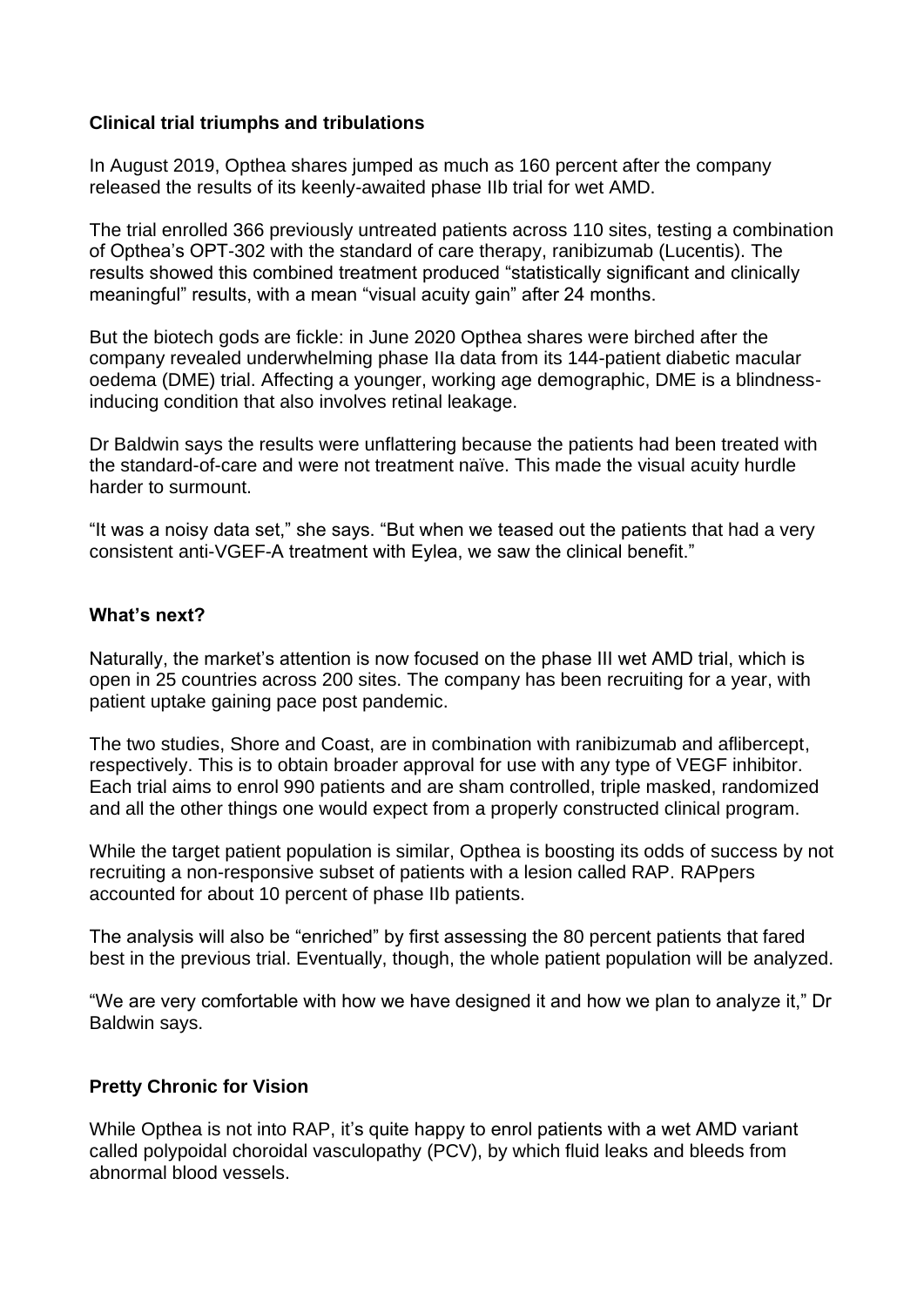**Clinical trial triumphs and tribulations**

In August 2019, Opthea shares jumped as much as 160 percent after the company released the results of its keenly-awaited phase IIb trial for wet AMD.

The trial enrolled 366 previously untreated patients across 110 sites, testing a combination of Opthea's OPT-302 with the standard of care therapy, ranibizumab (Lucentis). The results showed this combined treatment produced "statistically significant and clinically meaningful" results, with a mean "visual acuity gain" after 24 months.

But the biotech gods are fickle: in June 2020 Opthea shares were birched after the company revealed underwhelming phase IIa data from its 144-patient diabetic macular oedema (DME) trial. Affecting a younger, working age demographic, DME is a blindness-inducing condition that also involves retinal leakage.

Dr Baldwin says the results were unflattering because the patients had been treated with the standard-of-care and were not treatment naïve. This made the visual acuity hurdle harder to surmount.

"It was a noisy data set," she says. "But when we teased out the patients that had a very consistent anti-VGEF-A treatment with Eylea, we saw the clinical benefit."

**What's next?**

Naturally, the market's attention is now focused on the phase III wet AMD trial, which is open in 25 countries across 200 sites. The company has been recruiting for a year, with patient uptake gaining pace post pandemic.

The two studies, Shore and Coast, are in combination with ranibizumab and aflibercept, respectively. This is to obtain broader approval for use with any type of VEGF inhibitor. Each trial aims to enrol 990 patients and are sham controlled, triple masked, randomized and all the other things one would expect from a properly constructed clinical program.

While the target patient population is similar, Opthea is boosting its odds of success by not recruiting a non-responsive subset of patients with a lesion called RAP. RAPpers accounted for about 10 percent of phase IIb patients.

The analysis will also be "enriched" by first assessing the 80 percent patients that fared best in the previous trial. Eventually, though, the whole patient population will be analyzed.

"We are very comfortable with how we have designed it and how we plan to analyze it," Dr Baldwin says.

**Pretty Chronic for Vision**

While Opthea is not into RAP, it's quite happy to enrol patients with a wet AMD variant called polypoidal choroidal vasculopathy (PCV), by which fluid leaks and bleeds from abnormal blood vessels.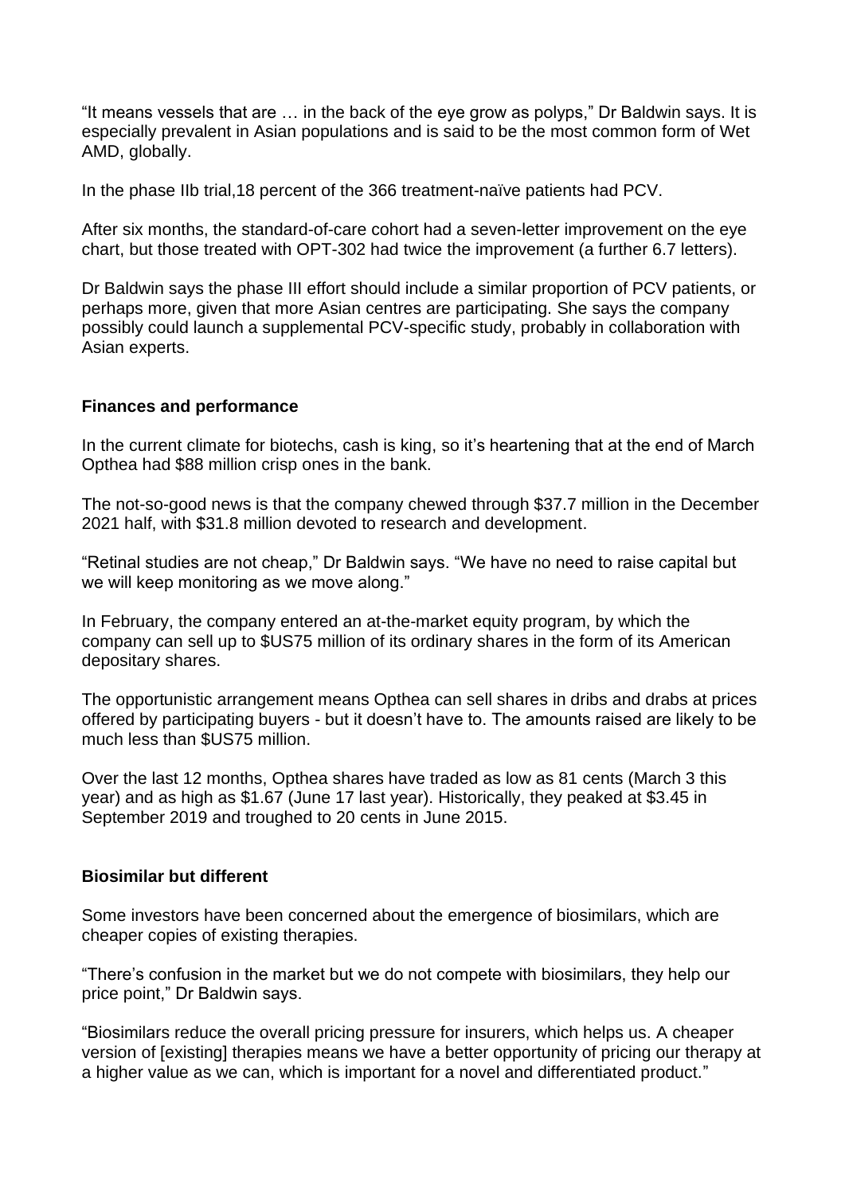"It means vessels that are … in the back of the eye grow as polyps," Dr Baldwin says. It is especially prevalent in Asian populations and is said to be the most common form of Wet AMD, globally.

In the phase IIb trial,18 percent of the 366 treatment-naïve patients had PCV.

After six months, the standard-of-care cohort had a seven-letter improvement on the eye chart, but those treated with OPT-302 had twice the improvement (a further 6.7 letters).

Dr Baldwin says the phase III effort should include a similar proportion of PCV patients, or perhaps more, given that more Asian centres are participating. She says the company possibly could launch a supplemental PCV-specific study, probably in collaboration with Asian experts.

**Finances and performance**

In the current climate for biotechs, cash is king, so it's heartening that at the end of March Opthea had $88 million crisp ones in the bank.

The not-so-good news is that the company chewed through $37.7 million in the December 2021 half, with $31.8 million devoted to research and development.

"Retinal studies are not cheap," Dr Baldwin says. "We have no need to raise capital but we will keep monitoring as we move along."

In February, the company entered an at-the-market equity program, by which the company can sell up to $US75 million of its ordinary shares in the form of its American depositary shares.

The opportunistic arrangement means Opthea can sell shares in dribs and drabs at prices offered by participating buyers - but it doesn't have to. The amounts raised are likely to be much less than $US75 million.

Over the last 12 months, Opthea shares have traded as low as 81 cents (March 3 this year) and as high as $1.67 (June 17 last year). Historically, they peaked at $3.45 in September 2019 and troughed to 20 cents in June 2015.

**Biosimilar but different**

Some investors have been concerned about the emergence of biosimilars, which are cheaper copies of existing therapies.

"There's confusion in the market but we do not compete with biosimilars, they help our price point," Dr Baldwin says.

"Biosimilars reduce the overall pricing pressure for insurers, which helps us. A cheaper version of [existing] therapies means we have a better opportunity of pricing our therapy at a higher value as we can, which is important for a novel and differentiated product."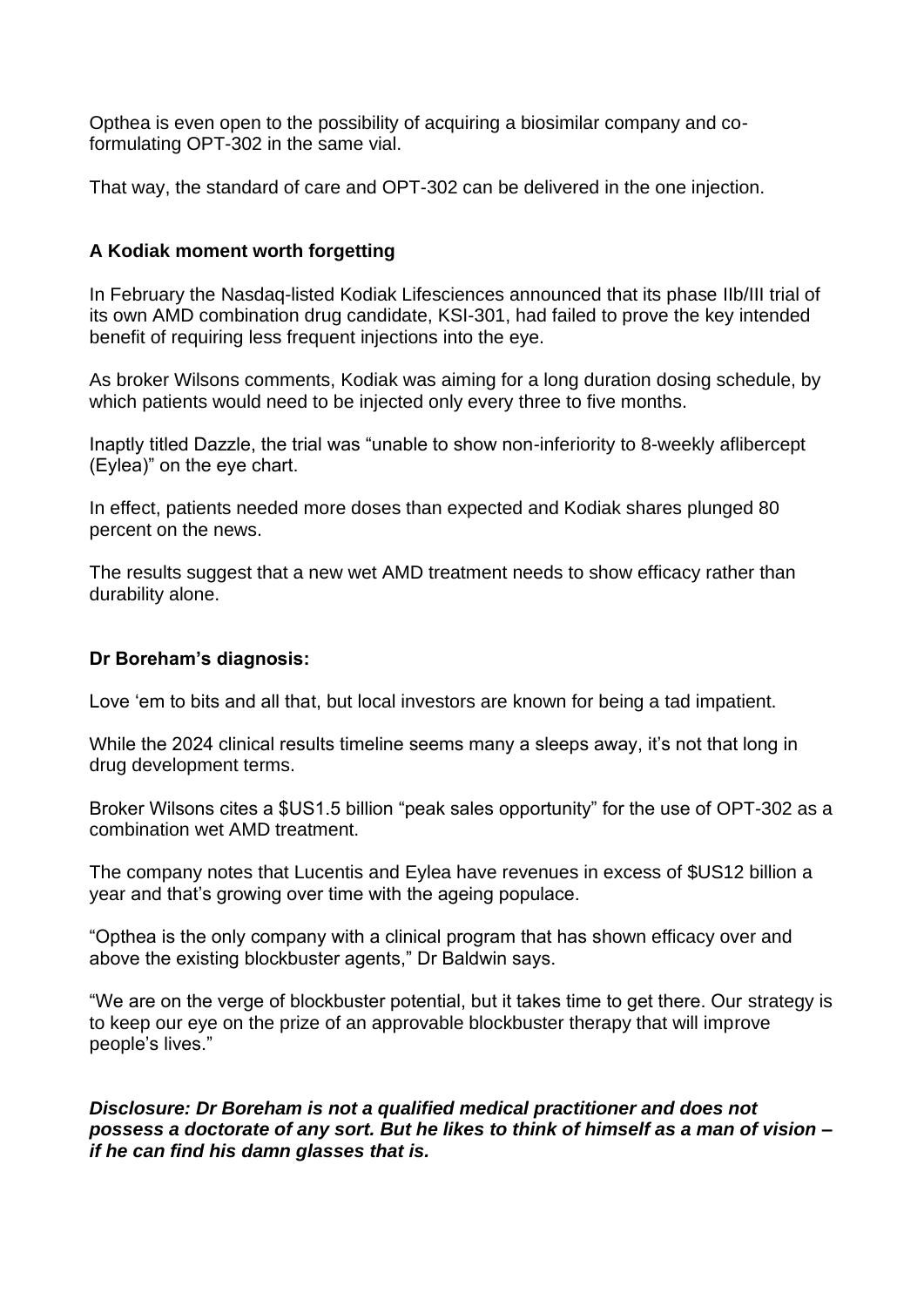Opthea is even open to the possibility of acquiring a biosimilar company and co-formulating OPT-302 in the same vial.

That way, the standard of care and OPT-302 can be delivered in the one injection.

### A Kodiak moment worth forgetting

In February the Nasdaq-listed Kodiak Lifesciences announced that its phase IIb/III trial of its own AMD combination drug candidate, KSI-301, had failed to prove the key intended benefit of requiring less frequent injections into the eye.

As broker Wilsons comments, Kodiak was aiming for a long duration dosing schedule, by which patients would need to be injected only every three to five months.

Inaptly titled Dazzle, the trial was "unable to show non-inferiority to 8-weekly aflibercept (Eylea)" on the eye chart.

In effect, patients needed more doses than expected and Kodiak shares plunged 80 percent on the news.

The results suggest that a new wet AMD treatment needs to show efficacy rather than durability alone.

### Dr Boreham's diagnosis:

Love 'em to bits and all that, but local investors are known for being a tad impatient.

While the 2024 clinical results timeline seems many a sleeps away, it's not that long in drug development terms.

Broker Wilsons cites a $US1.5 billion "peak sales opportunity" for the use of OPT-302 as a combination wet AMD treatment.

The company notes that Lucentis and Eylea have revenues in excess of $US12 billion a year and that's growing over time with the ageing populace.

"Opthea is the only company with a clinical program that has shown efficacy over and above the existing blockbuster agents," Dr Baldwin says.

"We are on the verge of blockbuster potential, but it takes time to get there. Our strategy is to keep our eye on the prize of an approvable blockbuster therapy that will improve people's lives."

***Disclosure: Dr Boreham is not a qualified medical practitioner and does not possess a doctorate of any sort. But he likes to think of himself as a man of vision – if he can find his damn glasses that is.***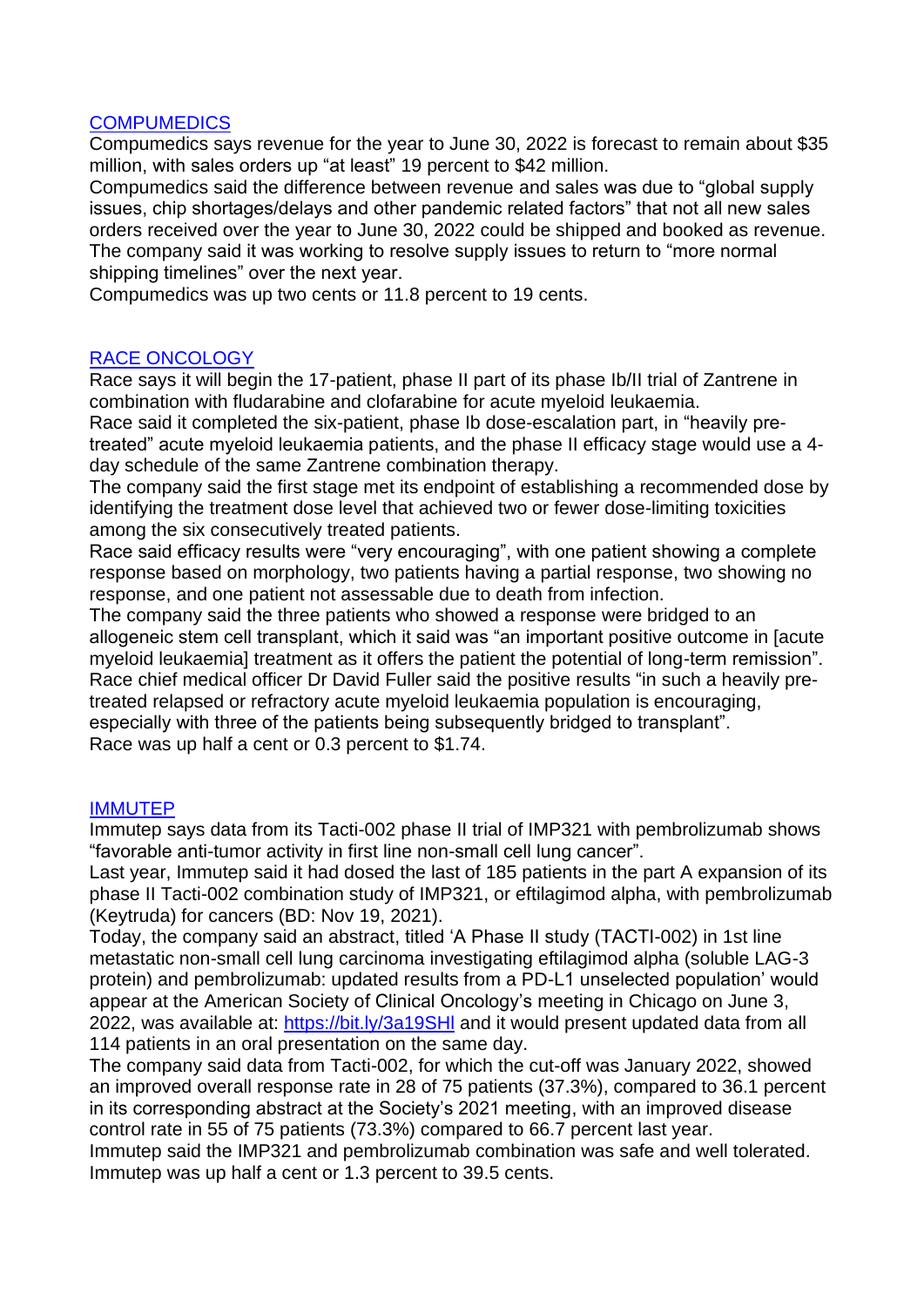[COMPUMEDICS]

Compumedics says revenue for the year to June 30, 2022 is forecast to remain about $35 million, with sales orders up "at least" 19 percent to $42 million.

Compumedics said the difference between revenue and sales was due to "global supply issues, chip shortages/delays and other pandemic related factors" that not all new sales orders received over the year to June 30, 2022 could be shipped and booked as revenue.

The company said it was working to resolve supply issues to return to "more normal shipping timelines" over the next year.

Compumedics was up two cents or 11.8 percent to 19 cents.

[RACE ONCOLOGY]

Race says it will begin the 17-patient, phase II part of its phase Ib/II trial of Zantrene in combination with fludarabine and clofarabine for acute myeloid leukaemia.

Race said it completed the six-patient, phase Ib dose-escalation part, in "heavily pre-treated" acute myeloid leukaemia patients, and the phase II efficacy stage would use a 4-day schedule of the same Zantrene combination therapy.

The company said the first stage met its endpoint of establishing a recommended dose by identifying the treatment dose level that achieved two or fewer dose-limiting toxicities among the six consecutively treated patients.

Race said efficacy results were "very encouraging", with one patient showing a complete response based on morphology, two patients having a partial response, two showing no response, and one patient not assessable due to death from infection.

The company said the three patients who showed a response were bridged to an allogeneic stem cell transplant, which it said was "an important positive outcome in [acute myeloid leukaemia] treatment as it offers the patient the potential of long-term remission".

Race chief medical officer Dr David Fuller said the positive results "in such a heavily pre-treated relapsed or refractory acute myeloid leukaemia population is encouraging, especially with three of the patients being subsequently bridged to transplant".

Race was up half a cent or 0.3 percent to $1.74.

[IMMUTEP]

Immutep says data from its Tacti-002 phase II trial of IMP321 with pembrolizumab shows "favorable anti-tumor activity in first line non-small cell lung cancer".

Last year, Immutep said it had dosed the last of 185 patients in the part A expansion of its phase II Tacti-002 combination study of IMP321, or eftilagimod alpha, with pembrolizumab (Keytruda) for cancers (BD: Nov 19, 2021).

Today, the company said an abstract, titled 'A Phase II study (TACTI-002) in 1st line metastatic non-small cell lung carcinoma investigating eftilagimod alpha (soluble LAG-3 protein) and pembrolizumab: updated results from a PD-L1 unselected population' would appear at the American Society of Clinical Oncology's meeting in Chicago on June 3, 2022, was available at: https://bit.ly/3a19SHl and it would present updated data from all 114 patients in an oral presentation on the same day.

The company said data from Tacti-002, for which the cut-off was January 2022, showed an improved overall response rate in 28 of 75 patients (37.3%), compared to 36.1 percent in its corresponding abstract at the Society's 2021 meeting, with an improved disease control rate in 55 of 75 patients (73.3%) compared to 66.7 percent last year.

Immutep said the IMP321 and pembrolizumab combination was safe and well tolerated.

Immutep was up half a cent or 1.3 percent to 39.5 cents.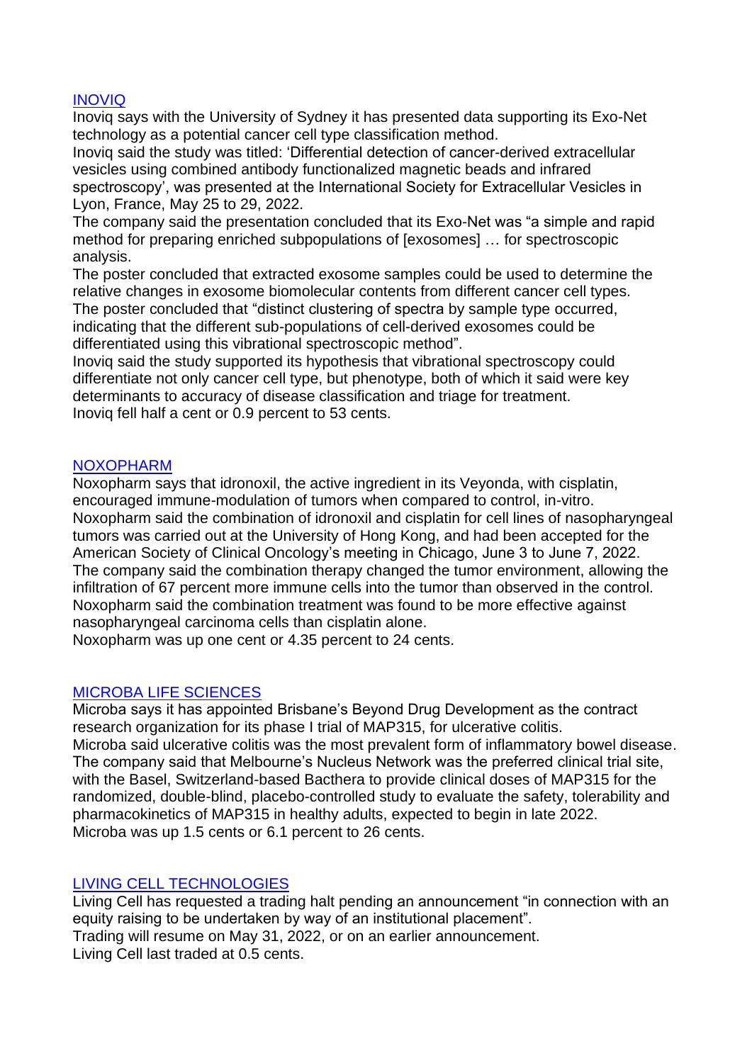## [INOVIQ]

Inoviq says with the University of Sydney it has presented data supporting its Exo-Net technology as a potential cancer cell type classification method.
Inoviq said the study was titled: 'Differential detection of cancer-derived extracellular vesicles using combined antibody functionalized magnetic beads and infrared spectroscopy', was presented at the International Society for Extracellular Vesicles in Lyon, France, May 25 to 29, 2022.
The company said the presentation concluded that its Exo-Net was "a simple and rapid method for preparing enriched subpopulations of [exosomes] … for spectroscopic analysis.
The poster concluded that extracted exosome samples could be used to determine the relative changes in exosome biomolecular contents from different cancer cell types.
The poster concluded that "distinct clustering of spectra by sample type occurred, indicating that the different sub-populations of cell-derived exosomes could be differentiated using this vibrational spectroscopic method".
Inoviq said the study supported its hypothesis that vibrational spectroscopy could differentiate not only cancer cell type, but phenotype, both of which it said were key determinants to accuracy of disease classification and triage for treatment.
Inoviq fell half a cent or 0.9 percent to 53 cents.

## [NOXOPHARM]

Noxopharm says that idronoxil, the active ingredient in its Veyonda, with cisplatin, encouraged immune-modulation of tumors when compared to control, in-vitro.
Noxopharm said the combination of idronoxil and cisplatin for cell lines of nasopharyngeal tumors was carried out at the University of Hong Kong, and had been accepted for the American Society of Clinical Oncology's meeting in Chicago, June 3 to June 7, 2022.
The company said the combination therapy changed the tumor environment, allowing the infiltration of 67 percent more immune cells into the tumor than observed in the control.
Noxopharm said the combination treatment was found to be more effective against nasopharyngeal carcinoma cells than cisplatin alone.
Noxopharm was up one cent or 4.35 percent to 24 cents.

## [MICROBA LIFE SCIENCES]

Microba says it has appointed Brisbane's Beyond Drug Development as the contract research organization for its phase I trial of MAP315, for ulcerative colitis.
Microba said ulcerative colitis was the most prevalent form of inflammatory bowel disease.
The company said that Melbourne's Nucleus Network was the preferred clinical trial site, with the Basel, Switzerland-based Bacthera to provide clinical doses of MAP315 for the randomized, double-blind, placebo-controlled study to evaluate the safety, tolerability and pharmacokinetics of MAP315 in healthy adults, expected to begin in late 2022.
Microba was up 1.5 cents or 6.1 percent to 26 cents.

## [LIVING CELL TECHNOLOGIES]

Living Cell has requested a trading halt pending an announcement "in connection with an equity raising to be undertaken by way of an institutional placement".
Trading will resume on May 31, 2022, or on an earlier announcement.
Living Cell last traded at 0.5 cents.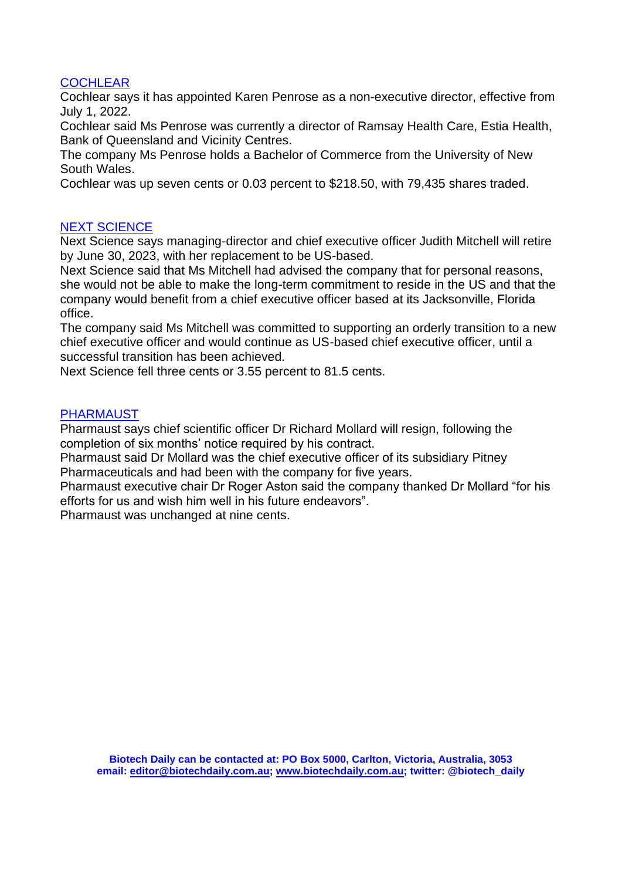## COCHLEAR

Cochlear says it has appointed Karen Penrose as a non-executive director, effective from July 1, 2022.

Cochlear said Ms Penrose was currently a director of Ramsay Health Care, Estia Health, Bank of Queensland and Vicinity Centres.

The company Ms Penrose holds a Bachelor of Commerce from the University of New South Wales.

Cochlear was up seven cents or 0.03 percent to $218.50, with 79,435 shares traded.

## NEXT SCIENCE

Next Science says managing-director and chief executive officer Judith Mitchell will retire by June 30, 2023, with her replacement to be US-based.

Next Science said that Ms Mitchell had advised the company that for personal reasons, she would not be able to make the long-term commitment to reside in the US and that the company would benefit from a chief executive officer based at its Jacksonville, Florida office.

The company said Ms Mitchell was committed to supporting an orderly transition to a new chief executive officer and would continue as US-based chief executive officer, until a successful transition has been achieved.

Next Science fell three cents or 3.55 percent to 81.5 cents.

## PHARMAUST

Pharmaust says chief scientific officer Dr Richard Mollard will resign, following the completion of six months' notice required by his contract.

Pharmaust said Dr Mollard was the chief executive officer of its subsidiary Pitney Pharmaceuticals and had been with the company for five years.

Pharmaust executive chair Dr Roger Aston said the company thanked Dr Mollard "for his efforts for us and wish him well in his future endeavors".

Pharmaust was unchanged at nine cents.

**Biotech Daily can be contacted at: PO Box 5000, Carlton, Victoria, Australia, 3053**
**email: editor@biotechdaily.com.au; www.biotechdaily.com.au; twitter: @biotech_daily**